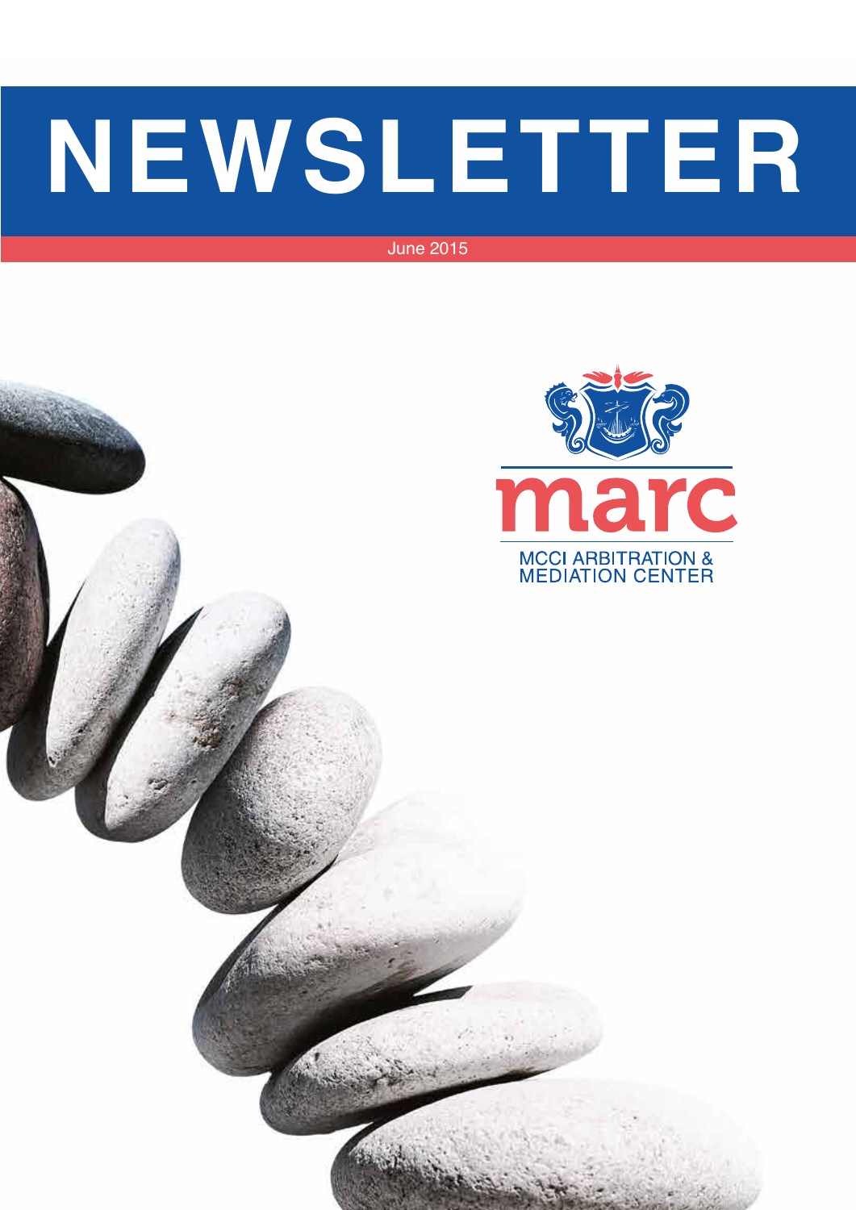# NEWSLETTER

June 2015

marc

MCCI ARBITRATION & MEDIATION CENTER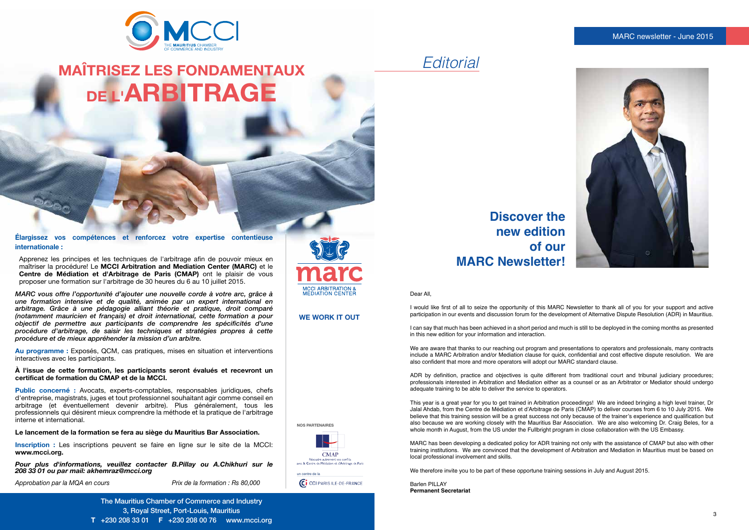# MAÎTRISEZ LES FONDAMENTAUX DE L'ARBITRAGE

**Élargissez vos compétences et renforcez votre expertise contentieuse internationale :**

Apprenez les principes et les techniques de l'arbitrage afin de pouvoir mieux en maîtriser la procédure! Le **MCCI Arbitration and Mediation Center (MARC)** et le **Centre de Médiation et d'Arbitrage de Paris (CMAP)** ont le plaisir de vous proposer une formation sur l'arbitrage de 30 heures du 6 au 10 juillet 2015.

*MARC vous offre l'opportunité d'ajouter une nouvelle corde à votre arc, grâce à une formation intensive et de qualité, animée par un expert international en arbitrage. Grâce à une pédagogie alliant théorie et pratique, droit comparé (notamment mauricien et français) et droit international, cette formation a pour objectif de permettre aux participants de comprendre les spécificités d'une procédure d'arbitrage, de saisir les techniques et stratégies propres à cette procédure et de mieux appréhender la mission d'un arbitre.*

**Au programme :** Exposés, QCM, cas pratiques, mises en situation et interventions interactives avec les participants.

**À l'issue de cette formation, les participants seront évalués et recevront un certificat de formation du CMAP et de la MCCI.**

**Public concerné :** Avocats, experts-comptables, responsables juridiques, chefs d'entreprise, magistrats, juges et tout professionnel souhaitant agir comme conseil en arbitrage (et éventuellement devenir arbitre). Plus généralement, tous les professionnels qui désirent mieux comprendre la méthode et la pratique de l'arbitrage interne et international.

**Le lancement de la formation se fera au siège du Mauritius Bar Association.**

**Inscription :** Les inscriptions peuvent se faire en ligne sur le site de la MCCI: **www.mcci.org.**

***Pour plus d'informations, veuillez contacter B.Pillay ou A.Chikhuri sur le 208 33 01 ou par mail: akhemraz@mcci.org***

*Approbation par la MQA en cours* — *Prix de la formation : Rs 80,000*

marc — MCCI ARBITRATION & MEDIATION CENTER

**WE WORK IT OUT**

**NOS PARTENAIRES**

CMAP — Résoudre autrement vos conflits avec le Centre de Médiation et d'Arbitrage de Paris

un centre de la CCI PARIS ILE-DE-FRANCE

The Mauritius Chamber of Commerce and Industry
3, Royal Street, Port-Louis, Mauritius
**T** +230 208 33 01 **F** +230 208 00 76 www.mcci.org

# *Editorial*

## Discover the new edition of our MARC Newsletter!

Dear All,

I would like first of all to seize the opportunity of this MARC Newsletter to thank all of you for your support and active participation in our events and discussion forum for the development of Alternative Dispute Resolution (ADR) in Mauritius.

I can say that much has been achieved in a short period and much is still to be deployed in the coming months as presented in this new edition for your information and interaction.

We are aware that thanks to our reaching out program and presentations to operators and professionals, many contracts include a MARC Arbitration and/or Mediation clause for quick, confidential and cost effective dispute resolution. We are also confident that more and more operators will adopt our MARC standard clause.

ADR by definition, practice and objectives is quite different from traditional court and tribunal judiciary procedures; professionals interested in Arbitration and Mediation either as a counsel or as an Arbitrator or Mediator should undergo adequate training to be able to deliver the service to operators.

This year is a great year for you to get trained in Arbitration proceedings! We are indeed bringing a high level trainer, Dr Jalal Ahdab, from the Centre de Médiation et d'Arbitrage de Paris (CMAP) to deliver courses from 6 to 10 July 2015. We believe that this training session will be a great success not only because of the trainer's experience and qualification but also because we are working closely with the Mauritius Bar Association. We are also welcoming Dr. Craig Beles, for a whole month in August, from the US under the Fullbright program in close collaboration with the US Embassy.

MARC has been developing a dedicated policy for ADR training not only with the assistance of CMAP but also with other training institutions. We are convinced that the development of Arbitration and Mediation in Mauritius must be based on local professional involvement and skills.

We therefore invite you to be part of these opportune training sessions in July and August 2015.

Barlen PILLAY
**Permanent Secretariat**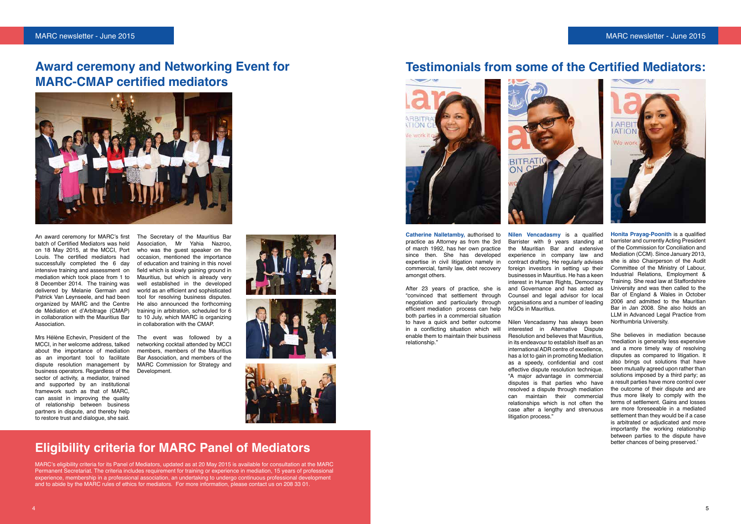## Award ceremony and Networking Event for MARC-CMAP certified mediators

An award ceremony for MARC's first batch of Certified Mediators was held on 18 May 2015, at the MCCI, Port Louis. The certified mediators had successfully completed the 6 day intensive training and assessment on mediation which took place from 1 to 8 December 2014. The training was delivered by Melanie Germain and Patrick Van Leynseele, and had been organized by MARC and the Centre de Médiation et d'Arbitrage (CMAP) in collaboration with the Mauritius Bar Association.

Mrs Hélène Echevin, President of the MCCI, in her welcome address, talked about the importance of mediation as an important tool to facilitate dispute resolution management by business operators. Regardless of the sector of activity, a mediator, trained and supported by an institutional framework such as that of MARC, can assist in improving the quality of relationship between business partners in dispute, and thereby help to restore trust and dialogue, she said.

The Secretary of the Mauritius Bar Association, Mr Yahia Nazroo, who was the guest speaker on the occasion, mentioned the importance of education and training in this novel field which is slowly gaining ground in Mauritius, but which is already very well established in the developed world as an efficient and sophisticated tool for resolving business disputes. He also announced the forthcoming training in arbitration, scheduled for 6 to 10 July, which MARC is organizing in collaboration with the CMAP.

The event was followed by a networking cocktail attended by MCCI members, members of the Mauritius Bar Association, and members of the MARC Commission for Strategy and Development.

## Eligibility criteria for MARC Panel of Mediators

MARC's eligibility criteria for its Panel of Mediators, updated as at 20 May 2015 is available for consultation at the MARC Permanent Secretariat. The criteria includes requirement for training or experience in mediation, 15 years of professional experience, membership in a professional association, an undertaking to undergo continuous professional development and to abide by the MARC rules of ethics for mediators. For more information, please contact us on 208 33 01.

## Testimonials from some of the Certified Mediators:

**Catherine Nalletamby,** authorised to practice as Attorney as from the 3rd of march 1992, has her own practice since then. She has developed expertise in civil litigation namely in commercial, family law, debt recovery amongst others.

After 23 years of practice, she is "convinced that settlement through negotiation and particularly through efficient mediation process can help both parties in a commercial situation to have a quick and better outcome in a conflicting situation which will enable them to maintain their business relationship."

**Nilen Vencadasmy** is a qualified Barrister with 9 years standing at the Mauritian Bar and extensive experience in company law and contract drafting. He regularly advises foreign investors in setting up their businesses in Mauritius. He has a keen interest in Human Rights, Democracy and Governance and has acted as Counsel and legal advisor for local organisations and a number of leading NGOs in Mauritius.

Nilen Vencadasmy has always been interested in Alternative Dispute Resolution and believes that Mauritius, in its endeavour to establish itself as an international ADR centre of excellence, has a lot to gain in promoting Mediation as a speedy, confidential and cost effective dispute resolution technique. "A major advantage in commercial disputes is that parties who have resolved a dispute through mediation can maintain their commercial relationships which is not often the case after a lengthy and strenuous litigation process."

**Honita Prayag-Poonith** is a qualified barrister and currently Acting President of the Commission for Conciliation and Mediation (CCM). Since January 2013, she is also Chairperson of the Audit Committee of the Ministry of Labour, Industrial Relations, Employment & Training. She read law at Staffordshire University and was then called to the Bar of England & Wales in October 2006 and admitted to the Mauritian Bar in Jan 2008. She also holds an LLM in Advanced Legal Practice from Northumbria University.

She believes in mediation because 'mediation is generally less expensive and a more timely way of resolving disputes as compared to litigation. It also brings out solutions that have been mutually agreed upon rather than solutions imposed by a third party; as a result parties have more control over the outcome of their dispute and are thus more likely to comply with the terms of settlement. Gains and losses are more foreseeable in a mediated settlement than they would be if a case is arbitrated or adjudicated and more importantly the working relationship between parties to the dispute have better chances of being preserved.'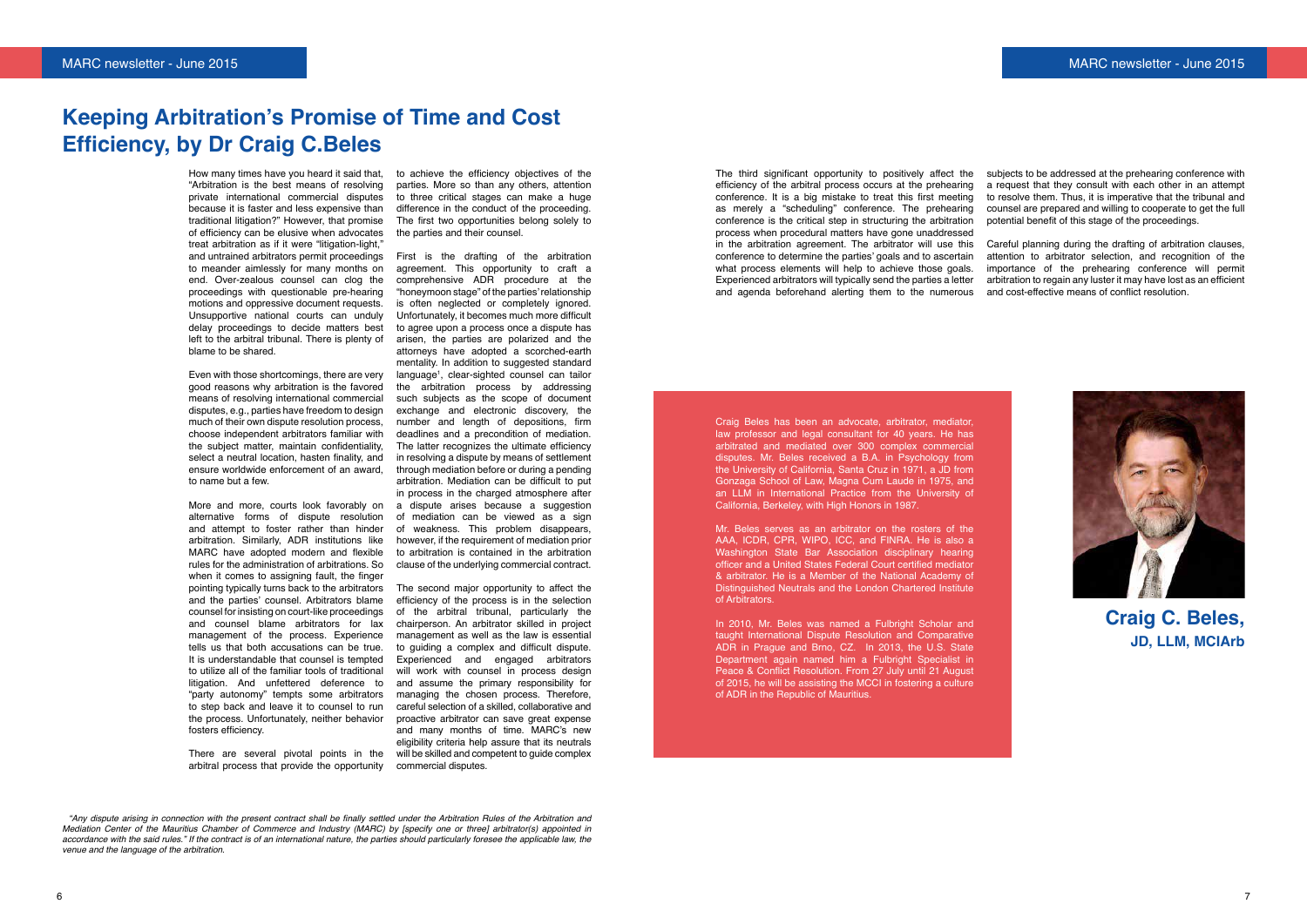# Keeping Arbitration's Promise of Time and Cost Efficiency, by Dr Craig C.Beles

How many times have you heard it said that, "Arbitration is the best means of resolving private international commercial disputes because it is faster and less expensive than traditional litigation?" However, that promise of efficiency can be elusive when advocates treat arbitration as if it were "litigation-light," and untrained arbitrators permit proceedings to meander aimlessly for many months on end. Over-zealous counsel can clog the proceedings with questionable pre-hearing motions and oppressive document requests. Unsupportive national courts can unduly delay proceedings to decide matters best left to the arbitral tribunal. There is plenty of blame to be shared.

Even with those shortcomings, there are very good reasons why arbitration is the favored means of resolving international commercial disputes, e.g., parties have freedom to design much of their own dispute resolution process, choose independent arbitrators familiar with the subject matter, maintain confidentiality, select a neutral location, hasten finality, and ensure worldwide enforcement of an award, to name but a few.

More and more, courts look favorably on alternative forms of dispute resolution and attempt to foster rather than hinder arbitration. Similarly, ADR institutions like MARC have adopted modern and flexible rules for the administration of arbitrations. So when it comes to assigning fault, the finger pointing typically turns back to the arbitrators and the parties' counsel. Arbitrators blame counsel for insisting on court-like proceedings and counsel blame arbitrators for lax management of the process. Experience tells us that both accusations can be true. It is understandable that counsel is tempted to utilize all of the familiar tools of traditional litigation. And unfettered deference to "party autonomy" tempts some arbitrators to step back and leave it to counsel to run the process. Unfortunately, neither behavior fosters efficiency.

There are several pivotal points in the arbitral process that provide the opportunity to achieve the efficiency objectives of the parties. More so than any others, attention to three critical stages can make a huge difference in the conduct of the proceeding. The first two opportunities belong solely to the parties and their counsel.

First is the drafting of the arbitration agreement. This opportunity to craft a comprehensive ADR procedure at the "honeymoon stage" of the parties' relationship is often neglected or completely ignored. Unfortunately, it becomes much more difficult to agree upon a process once a dispute has arisen, the parties are polarized and the attorneys have adopted a scorched-earth mentality. In addition to suggested standard language[1], clear-sighted counsel can tailor the arbitration process by addressing such subjects as the scope of document exchange and electronic discovery, the number and length of depositions, firm deadlines and a precondition of mediation. The latter recognizes the ultimate efficiency in resolving a dispute by means of settlement through mediation before or during a pending arbitration. Mediation can be difficult to put in process in the charged atmosphere after a dispute arises because a suggestion of mediation can be viewed as a sign of weakness. This problem disappears, however, if the requirement of mediation prior to arbitration is contained in the arbitration clause of the underlying commercial contract.

The second major opportunity to affect the efficiency of the process is in the selection of the arbitral tribunal, particularly the chairperson. An arbitrator skilled in project management as well as the law is essential to guiding a complex and difficult dispute. Experienced and engaged arbitrators will work with counsel in process design and assume the primary responsibility for managing the chosen process. Therefore, careful selection of a skilled, collaborative and proactive arbitrator can save great expense and many months of time. MARC's new eligibility criteria help assure that its neutrals will be skilled and competent to guide complex commercial disputes.

The third significant opportunity to positively affect the efficiency of the arbitral process occurs at the prehearing conference. It is a big mistake to treat this first meeting as merely a "scheduling" conference. The prehearing conference is the critical step in structuring the arbitration process when procedural matters have gone unaddressed in the arbitration agreement. The arbitrator will use this conference to determine the parties' goals and to ascertain what process elements will help to achieve those goals. Experienced arbitrators will typically send the parties a letter and agenda beforehand alerting them to the numerous subjects to be addressed at the prehearing conference with a request that they consult with each other in an attempt to resolve them. Thus, it is imperative that the tribunal and counsel are prepared and willing to cooperate to get the full potential benefit of this stage of the proceedings.

Careful planning during the drafting of arbitration clauses, attention to arbitrator selection, and recognition of the importance of the prehearing conference will permit arbitration to regain any luster it may have lost as an efficient and cost-effective means of conflict resolution.

Craig Beles has been an advocate, arbitrator, mediator, law professor and legal consultant for 40 years. He has arbitrated and mediated over 300 complex commercial disputes. Mr. Beles received a B.A. in Psychology from the University of California, Santa Cruz in 1971, a JD from Gonzaga School of Law, Magna Cum Laude in 1975, and an LLM in International Practice from the University of California, Berkeley, with High Honors in 1987.

Mr. Beles serves as an arbitrator on the rosters of the AAA, ICDR, CPR, WIPO, ICC, and FINRA. He is also a Washington State Bar Association disciplinary hearing officer and a United States Federal Court certified mediator & arbitrator. He is a Member of the National Academy of Distinguished Neutrals and the London Chartered Institute of Arbitrators.

In 2010, Mr. Beles was named a Fulbright Scholar and taught International Dispute Resolution and Comparative ADR in Prague and Brno, CZ. In 2013, the U.S. State Department again named him a Fulbright Specialist in Peace & Conflict Resolution. From 27 July until 21 August of 2015, he will be assisting the MCCI in fostering a culture of ADR in the Republic of Mauritius.

**Craig C. Beles,**
**JD, LLM, MCIArb**

*[1] "Any dispute arising in connection with the present contract shall be finally settled under the Arbitration Rules of the Arbitration and Mediation Center of the Mauritius Chamber of Commerce and Industry (MARC) by [specify one or three] arbitrator(s) appointed in accordance with the said rules." If the contract is of an international nature, the parties should particularly foresee the applicable law, the venue and the language of the arbitration.*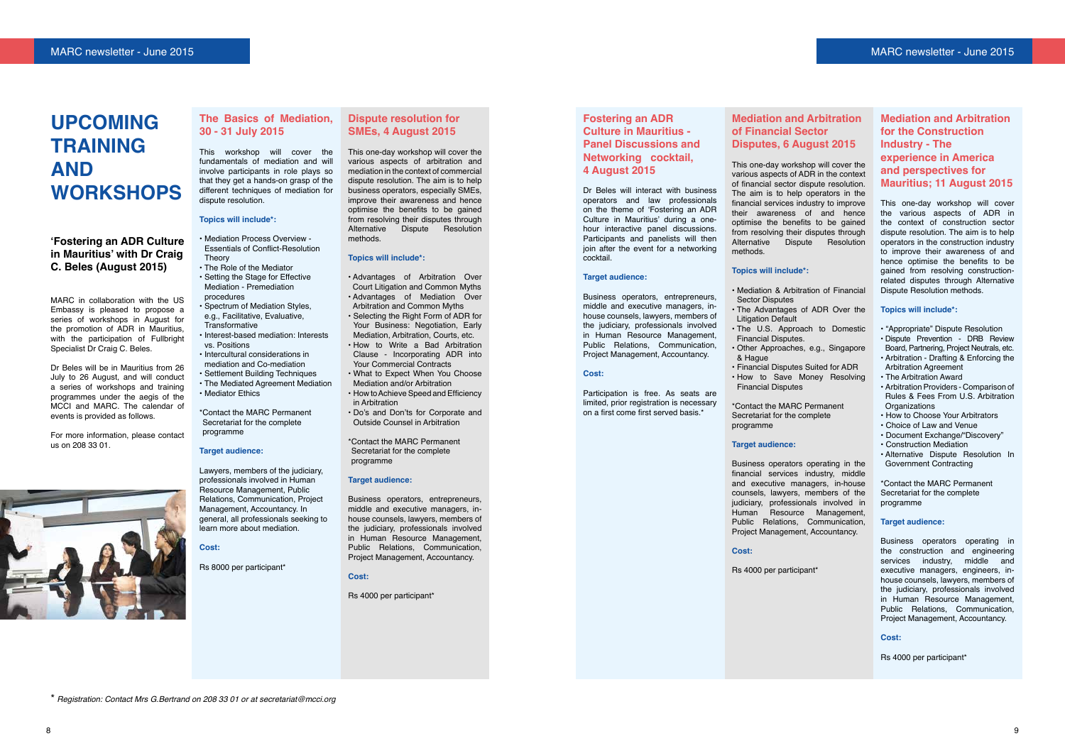# UPCOMING TRAINING AND WORKSHOPS

### 'Fostering an ADR Culture in Mauritius' with Dr Craig C. Beles (August 2015)

MARC in collaboration with the US Embassy is pleased to propose a series of workshops in August for the promotion of ADR in Mauritius, with the participation of Fullbright Specialist Dr Craig C. Beles.

Dr Beles will be in Mauritius from 26 July to 26 August, and will conduct a series of workshops and training programmes under the aegis of the MCCI and MARC. The calendar of events is provided as follows.

For more information, please contact us on 208 33 01.

## The Basics of Mediation, 30 - 31 July 2015

This workshop will cover the fundamentals of mediation and will involve participants in role plays so that they get a hands-on grasp of the different techniques of mediation for dispute resolution.

**Topics will include*:**

- Mediation Process Overview - Essentials of Conflict-Resolution Theory
- The Role of the Mediator
- Setting the Stage for Effective Mediation - Premediation procedures
- Spectrum of Mediation Styles, e.g., Facilitative, Evaluative, Transformative
- Interest-based mediation: Interests vs. Positions
- Intercultural considerations in mediation and Co-mediation
- Settlement Building Techniques
- The Mediated Agreement Mediation
- Mediator Ethics

*Contact the MARC Permanent Secretariat for the complete programme

**Target audience:**

Lawyers, members of the judiciary, professionals involved in Human Resource Management, Public Relations, Communication, Project Management, Accountancy. In general, all professionals seeking to learn more about mediation.

**Cost:**

Rs 8000 per participant*

## Dispute resolution for SMEs, 4 August 2015

This one-day workshop will cover the various aspects of arbitration and mediation in the context of commercial dispute resolution. The aim is to help business operators, especially SMEs, improve their awareness and hence optimise the benefits to be gained from resolving their disputes through Alternative Dispute Resolution methods.

**Topics will include*:**

- Advantages of Arbitration Over Court Litigation and Common Myths
- Advantages of Mediation Over Arbitration and Common Myths
- Selecting the Right Form of ADR for Your Business: Negotiation, Early Mediation, Arbitration, Courts, etc.
- How to Write a Bad Arbitration Clause - Incorporating ADR into Your Commercial Contracts
- What to Expect When You Choose Mediation and/or Arbitration
- How to Achieve Speed and Efficiency in Arbitration
- Do's and Don'ts for Corporate and Outside Counsel in Arbitration

*Contact the MARC Permanent Secretariat for the complete programme

**Target audience:**

Business operators, entrepreneurs, middle and executive managers, in-house counsels, lawyers, members of the judiciary, professionals involved in Human Resource Management, Public Relations, Communication, Project Management, Accountancy.

**Cost:**

Rs 4000 per participant*

## Fostering an ADR Culture in Mauritius - Panel Discussions and Networking cocktail, 4 August 2015

Dr Beles will interact with business operators and law professionals on the theme of 'Fostering an ADR Culture in Mauritius' during a one-hour interactive panel discussions. Participants and panelists will then join after the event for a networking cocktail.

**Target audience:**

Business operators, entrepreneurs, middle and executive managers, in-house counsels, lawyers, members of the judiciary, professionals involved in Human Resource Management, Public Relations, Communication, Project Management, Accountancy.

**Cost:**

Participation is free. As seats are limited, prior registration is necessary on a first come first served basis.*

## Mediation and Arbitration of Financial Sector Disputes, 6 August 2015

This one-day workshop will cover the various aspects of ADR in the context of financial sector dispute resolution. The aim is to help operators in the financial services industry to improve their awareness of and hence optimise the benefits to be gained from resolving their disputes through Alternative Dispute Resolution methods.

**Topics will include*:**

- Mediation & Arbitration of Financial Sector Disputes
- The Advantages of ADR Over the Litigation Default
- The U.S. Approach to Domestic Financial Disputes.
- Other Approaches, e.g., Singapore & Hague
- Financial Disputes Suited for ADR
- How to Save Money Resolving Financial Disputes

*Contact the MARC Permanent Secretariat for the complete programme

**Target audience:**

Business operators operating in the financial services industry, middle and executive managers, in-house counsels, lawyers, members of the judiciary, professionals involved in Human Resource Management, Public Relations, Communication, Project Management, Accountancy.

**Cost:**

Rs 4000 per participant*

## Mediation and Arbitration for the Construction Industry - The experience in America and perspectives for Mauritius; 11 August 2015

This one-day workshop will cover the various aspects of ADR in the context of construction sector dispute resolution. The aim is to help operators in the construction industry to improve their awareness of and hence optimise the benefits to be gained from resolving construction-related disputes through Alternative Dispute Resolution methods.

**Topics will include*:**

- "Appropriate" Dispute Resolution
- Dispute Prevention - DRB Review Board, Partnering, Project Neutrals, etc.
- Arbitration - Drafting & Enforcing the Arbitration Agreement
- The Arbitration Award
- Arbitration Providers - Comparison of Rules & Fees From U.S. Arbitration Organizations
- How to Choose Your Arbitrators
- Choice of Law and Venue
- Document Exchange/"Discovery"
- Construction Mediation
- Alternative Dispute Resolution In Government Contracting

*Contact the MARC Permanent Secretariat for the complete programme

**Target audience:**

Business operators operating in the construction and engineering services industry, middle and executive managers, engineers, in-house counsels, lawyers, members of the judiciary, professionals involved in Human Resource Management, Public Relations, Communication, Project Management, Accountancy.

**Cost:**

Rs 4000 per participant*

*\* Registration: Contact Mrs G.Bertrand on 208 33 01 or at secretariat@mcci.org*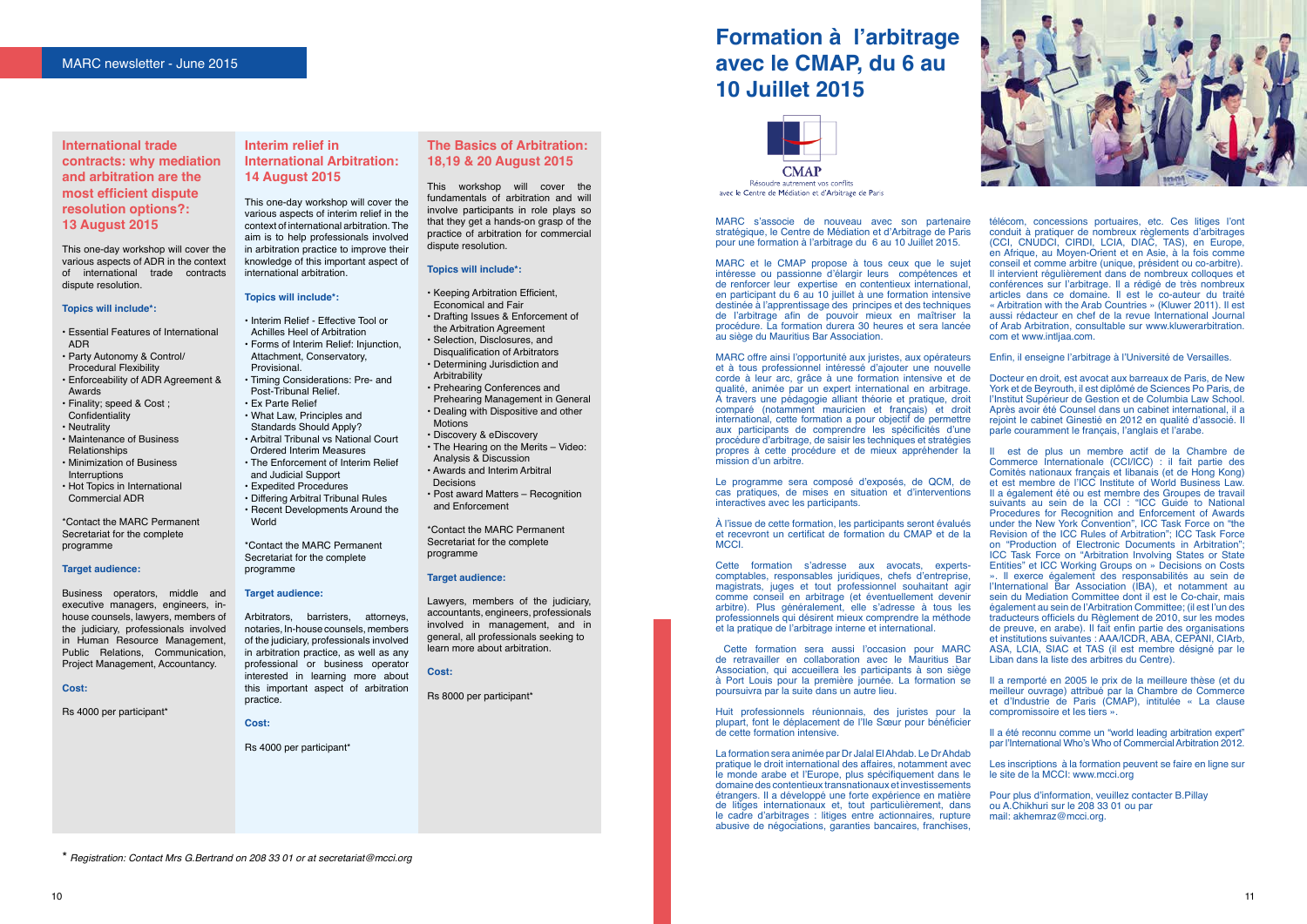## International trade contracts: why mediation and arbitration are the most efficient dispute resolution options?: 13 August 2015

This one-day workshop will cover the various aspects of ADR in the context of international trade contracts dispute resolution.

### Topics will include*:

- Essential Features of International ADR
- Party Autonomy & Control/ Procedural Flexibility
- Enforceability of ADR Agreement & Awards
- Finality; speed & Cost ; Confidentiality
- Neutrality
- Maintenance of Business Relationships
- Minimization of Business Interruptions
- Hot Topics in International Commercial ADR

*Contact the MARC Permanent Secretariat for the complete programme

### Target audience:

Business operators, middle and executive managers, engineers, in-house counsels, lawyers, members of the judiciary, professionals involved in Human Resource Management, Public Relations, Communication, Project Management, Accountancy.

### Cost:

Rs 4000 per participant*

## Interim relief in International Arbitration: 14 August 2015

This one-day workshop will cover the various aspects of interim relief in the context of international arbitration. The aim is to help professionals involved in arbitration practice to improve their knowledge of this important aspect of international arbitration.

### Topics will include*:

- Interim Relief - Effective Tool or Achilles Heel of Arbitration
- Forms of Interim Relief: Injunction, Attachment, Conservatory, Provisional.
- Timing Considerations: Pre- and Post-Tribunal Relief.
- Ex Parte Relief
- What Law, Principles and Standards Should Apply?
- Arbitral Tribunal vs National Court Ordered Interim Measures
- The Enforcement of Interim Relief and Judicial Support
- Expedited Procedures
- Differing Arbitral Tribunal Rules
- Recent Developments Around the World

*Contact the MARC Permanent Secretariat for the complete programme

### Target audience:

Arbitrators, barristers, attorneys, notaries, In-house counsels, members of the judiciary, professionals involved in arbitration practice, as well as any professional or business operator interested in learning more about this important aspect of arbitration practice.

### Cost:

Rs 4000 per participant*

## The Basics of Arbitration: 18,19 & 20 August 2015

This workshop will cover the fundamentals of arbitration and will involve participants in role plays so that they get a hands-on grasp of the practice of arbitration for commercial dispute resolution.

### Topics will include*:

- Keeping Arbitration Efficient, Economical and Fair
- Drafting Issues & Enforcement of the Arbitration Agreement
- Selection, Disclosures, and Disqualification of Arbitrators
- Determining Jurisdiction and Arbitrability
- Prehearing Conferences and Prehearing Management in General
- Dealing with Dispositive and other Motions
- Discovery & eDiscovery
- The Hearing on the Merits – Video: Analysis & Discussion
- Awards and Interim Arbitral Decisions
- Post award Matters – Recognition and Enforcement

*Contact the MARC Permanent Secretariat for the complete programme

### Target audience:

Lawyers, members of the judiciary, accountants, engineers, professionals involved in management, and in general, all professionals seeking to learn more about arbitration.

### Cost:

Rs 8000 per participant*

\* *Registration: Contact Mrs G.Bertrand on 208 33 01 or at secretariat@mcci.org*

# Formation à l'arbitrage avec le CMAP, du 6 au 10 Juillet 2015

CMAP
Résoudre autrement vos conflits
avec le Centre de Médiation et d'Arbitrage de Paris

MARC s'associe de nouveau avec son partenaire stratégique, le Centre de Médiation et d'Arbitrage de Paris pour une formation à l'arbitrage du 6 au 10 Juillet 2015.

MARC et le CMAP propose à tous ceux que le sujet intéresse ou passionne d'élargir leurs compétences et de renforcer leur expertise en contentieux international, en participant du 6 au 10 juillet à une formation intensive destinée à l'apprentissage des principes et des techniques de l'arbitrage afin de pouvoir mieux en maîtriser la procédure. La formation durera 30 heures et sera lancée au siège du Mauritius Bar Association.

MARC offre ainsi l'opportunité aux juristes, aux opérateurs et à tous professionnel intéressé d'ajouter une nouvelle corde à leur arc, grâce à une formation intensive et de qualité, animée par un expert international en arbitrage. À travers une pédagogie alliant théorie et pratique, droit comparé (notamment mauricien et français) et droit international, cette formation a pour objectif de permettre aux participants de comprendre les spécificités d'une procédure d'arbitrage, de saisir les techniques et stratégies propres à cette procédure et de mieux appréhender la mission d'un arbitre.

Le programme sera composé d'exposés, de QCM, de cas pratiques, de mises en situation et d'interventions interactives avec les participants.

À l'issue de cette formation, les participants seront évalués et recevront un certificat de formation du CMAP et de la MCCI.

Cette formation s'adresse aux avocats, experts-comptables, responsables juridiques, chefs d'entreprise, magistrats, juges et tout professionnel souhaitant agir comme conseil en arbitrage (et éventuellement devenir arbitre). Plus généralement, elle s'adresse à tous les professionnels qui désirent mieux comprendre la méthode et la pratique de l'arbitrage interne et international.

Cette formation sera aussi l'occasion pour MARC de retravailler en collaboration avec le Mauritius Bar Association, qui accueillera les participants à son siège à Port Louis pour la première journée. La formation se poursuivra par la suite dans un autre lieu.

Huit professionnels réunionnais, des juristes pour la plupart, font le déplacement de l'Ile Sœur pour bénéficier de cette formation intensive.

La formation sera animée par Dr Jalal El Ahdab. Le Dr Ahdab pratique le droit international des affaires, notamment avec le monde arabe et l'Europe, plus spécifiquement dans le domaine des contentieux transnationaux et investissements étrangers. Il a développé une forte expérience en matière de litiges internationaux et, tout particulièrement, dans le cadre d'arbitrages : litiges entre actionnaires, rupture abusive de négociations, garanties bancaires, franchises, télécom, concessions portuaires, etc. Ces litiges l'ont conduit à pratiquer de nombreux règlements d'arbitrages (CCI, CNUDCI, CIRDI, LCIA, DIAC, TAS), en Europe, en Afrique, au Moyen-Orient et en Asie, à la fois comme conseil et comme arbitre (unique, président ou co-arbitre). Il intervient régulièrement dans de nombreux colloques et conférences sur l'arbitrage. Il a rédigé de très nombreux articles dans ce domaine. Il est le co-auteur du traité « Arbitration with the Arab Countries » (Kluwer 2011). Il est aussi rédacteur en chef de la revue International Journal of Arab Arbitration, consultable sur www.kluwerarbitration.com et www.intljaa.com.

Enfin, il enseigne l'arbitrage à l'Université de Versailles.

Docteur en droit, est avocat aux barreaux de Paris, de New York et de Beyrouth, il est diplômé de Sciences Po Paris, de l'Institut Supérieur de Gestion et de Columbia Law School. Après avoir été Counsel dans un cabinet international, il a rejoint le cabinet Ginestié en 2012 en qualité d'associé. Il parle couramment le français, l'anglais et l'arabe.

Il est de plus un membre actif de la Chambre de Commerce Internationale (CCI/ICC) : il fait partie des Comités nationaux français et libanais (et de Hong Kong) et est membre de l'ICC Institute of World Business Law. Il a également été ou est membre des Groupes de travail suivants au sein de la CCI : "ICC Guide to National Procedures for Recognition and Enforcement of Awards under the New York Convention", ICC Task Force on "the Revision of the ICC Rules of Arbitration"; ICC Task Force on "Production of Electronic Documents in Arbitration"; ICC Task Force on "Arbitration Involving States or State Entities" et ICC Working Groups on » Decisions on Costs ». Il exerce également des responsabilités au sein de l'International Bar Association (IBA), et notamment au sein du Mediation Committee dont il est le Co-chair, mais également au sein de l'Arbitration Committee; (il est l'un des traducteurs officiels du Règlement de 2010, sur les modes de preuve, en arabe). Il fait enfin partie des organisations et institutions suivantes : AAA/ICDR, ABA, CEPANI, CIArb, ASA, LCIA, SIAC et TAS (il est membre désigné par le Liban dans la liste des arbitres du Centre).

Il a remporté en 2005 le prix de la meilleure thèse (et du meilleur ouvrage) attribué par la Chambre de Commerce et d'Industrie de Paris (CMAP), intitulée « La clause compromissoire et les tiers ».

Il a été reconnu comme un "world leading arbitration expert" par l'International Who's Who of Commercial Arbitration 2012.

Les inscriptions à la formation peuvent se faire en ligne sur le site de la MCCI: www.mcci.org

Pour plus d'information, veuillez contacter B.Pillay ou A.Chikhuri sur le 208 33 01 ou par mail: akhemraz@mcci.org.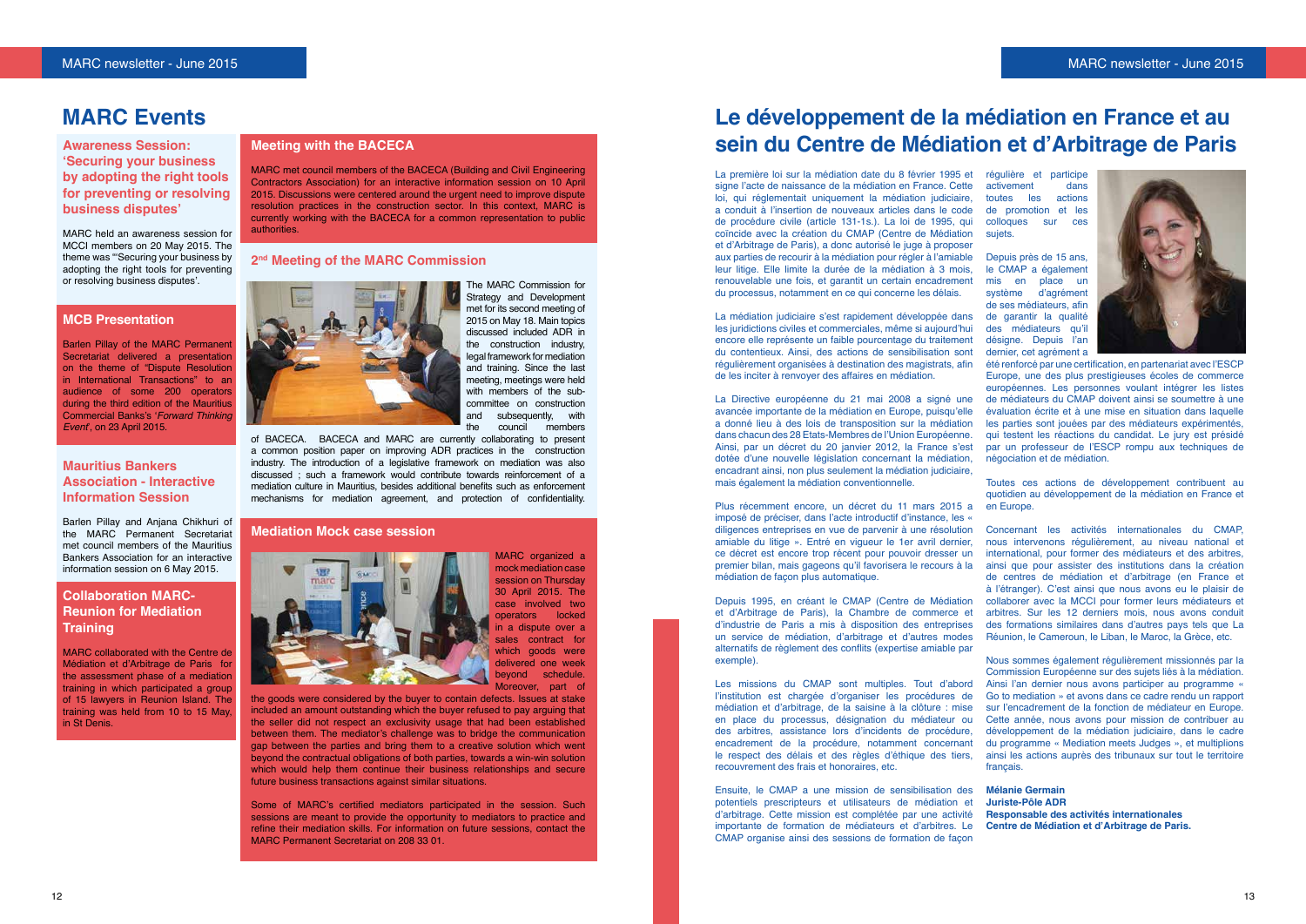# MARC Events

## Awareness Session: 'Securing your business by adopting the right tools for preventing or resolving business disputes'

MARC held an awareness session for MCCI members on 20 May 2015. The theme was "'Securing your business by adopting the right tools for preventing or resolving business disputes'.

## MCB Presentation

Barlen Pillay of the MARC Permanent Secretariat delivered a presentation on the theme of "Dispute Resolution in International Transactions" to an audience of some 200 operators during the third edition of the Mauritius Commercial Bank's '*Forward Thinking Event*', on 23 April 2015.

## Mauritius Bankers Association - Interactive Information Session

Barlen Pillay and Anjana Chikhuri of the MARC Permanent Secretariat met council members of the Mauritius Bankers Association for an interactive information session on 6 May 2015.

## Collaboration MARC-Reunion for Mediation Training

MARC collaborated with the Centre de Médiation et d'Arbitrage de Paris for the assessment phase of a mediation training in which participated a group of 15 lawyers in Reunion Island. The training was held from 10 to 15 May, in St Denis.

## Meeting with the BACECA

MARC met council members of the BACECA (Building and Civil Engineering Contractors Association) for an interactive information session on 10 April 2015. Discussions were centered around the urgent need to improve dispute resolution practices in the construction sector. In this context, MARC is currently working with the BACECA for a common representation to public authorities.

## 2nd Meeting of the MARC Commission

The MARC Commission for Strategy and Development met for its second meeting of 2015 on May 18. Main topics discussed included ADR in the construction industry, legal framework for mediation and training. Since the last meeting, meetings were held with members of the sub-committee on construction and subsequently, with the council members of BACECA. BACECA and MARC are currently collaborating to present a common position paper on improving ADR practices in the construction industry. The introduction of a legislative framework on mediation was also discussed ; such a framework would contribute towards reinforcement of a mediation culture in Mauritius, besides additional benefits such as enforcement mechanisms for mediation agreement, and protection of confidentiality.

## Mediation Mock case session

MARC organized a mock mediation case session on Thursday 30 April 2015. The case involved two operators locked in a dispute over a sales contract for which goods were delivered one week beyond schedule. Moreover, part of the goods were considered by the buyer to contain defects. Issues at stake included an amount outstanding which the buyer refused to pay arguing that the seller did not respect an exclusivity usage that had been established between them. The mediator's challenge was to bridge the communication gap between the parties and bring them to a creative solution which went beyond the contractual obligations of both parties, towards a win-win solution which would help them continue their business relationships and secure future business transactions against similar situations.

Some of MARC's certified mediators participated in the session. Such sessions are meant to provide the opportunity to mediators to practice and refine their mediation skills. For information on future sessions, contact the MARC Permanent Secretariat on 208 33 01.

# Le développement de la médiation en France et au sein du Centre de Médiation et d'Arbitrage de Paris

La première loi sur la médiation date du 8 février 1995 et signe l'acte de naissance de la médiation en France. Cette loi, qui réglementait uniquement la médiation judiciaire, a conduit à l'insertion de nouveaux articles dans le code de procédure civile (article 131-1s.). La loi de 1995, qui coïncide avec la création du CMAP (Centre de Médiation et d'Arbitrage de Paris), a donc autorisé le juge à proposer aux parties de recourir à la médiation pour régler à l'amiable leur litige. Elle limite la durée de la médiation à 3 mois, renouvelable une fois, et garantit un certain encadrement du processus, notamment en ce qui concerne les délais.

La médiation judiciaire s'est rapidement développée dans les juridictions civiles et commerciales, même si aujourd'hui encore elle représente un faible pourcentage du traitement du contentieux. Ainsi, des actions de sensibilisation sont régulièrement organisées à destination des magistrats, afin de les inciter à renvoyer des affaires en médiation.

La Directive européenne du 21 mai 2008 a signé une avancée importante de la médiation en Europe, puisqu'elle a donné lieu à des lois de transposition sur la médiation dans chacun des 28 Etats-Membres de l'Union Européenne. Ainsi, par un décret du 20 janvier 2012, la France s'est dotée d'une nouvelle législation concernant la médiation, encadrant ainsi, non plus seulement la médiation judiciaire, mais également la médiation conventionnelle.

Plus récemment encore, un décret du 11 mars 2015 a imposé de préciser, dans l'acte introductif d'instance, les « diligences entreprises en vue de parvenir à une résolution amiable du litige ». Entré en vigueur le 1er avril dernier, ce décret est encore trop récent pour pouvoir dresser un premier bilan, mais gageons qu'il favorisera le recours à la médiation de façon plus automatique.

Depuis 1995, en créant le CMAP (Centre de Médiation et d'Arbitrage de Paris), la Chambre de commerce et d'industrie de Paris a mis à disposition des entreprises un service de médiation, d'arbitrage et d'autres modes alternatifs de règlement des conflits (expertise amiable par exemple).

Les missions du CMAP sont multiples. Tout d'abord l'institution est chargée d'organiser les procédures de médiation et d'arbitrage, de la saisine à la clôture : mise en place du processus, désignation du médiateur ou des arbitres, assistance lors d'incidents de procédure, encadrement de la procédure, notamment concernant le respect des délais et des règles d'éthique des tiers, recouvrement des frais et honoraires, etc.

Ensuite, le CMAP a une mission de sensibilisation des potentiels prescripteurs et utilisateurs de médiation et d'arbitrage. Cette mission est complétée par une activité importante de formation de médiateurs et d'arbitres. Le CMAP organise ainsi des sessions de formation de façon régulière et participe activement dans toutes les actions de promotion et les colloques sur ces sujets.

Depuis près de 15 ans, le CMAP a également mis en place un système d'agrément de ses médiateurs, afin de garantir la qualité des médiateurs qu'il désigne. Depuis l'an dernier, cet agrément a été renforcé par une certification, en partenariat avec l'ESCP Europe, une des plus prestigieuses écoles de commerce européennes. Les personnes voulant intégrer les listes de médiateurs du CMAP doivent ainsi se soumettre à une évaluation écrite et à une mise en situation dans laquelle les parties sont jouées par des médiateurs expérimentés, qui testent les réactions du candidat. Le jury est présidé par un professeur de l'ESCP rompu aux techniques de négociation et de médiation.

Toutes ces actions de développement contribuent au quotidien au développement de la médiation en France et en Europe.

Concernant les activités internationales du CMAP, nous intervenons régulièrement, au niveau national et international, pour former des médiateurs et des arbitres, ainsi que pour assister des institutions dans la création de centres de médiation et d'arbitrage (en France et à l'étranger). C'est ainsi que nous avons eu le plaisir de collaborer avec la MCCI pour former leurs médiateurs et arbitres. Sur les 12 derniers mois, nous avons conduit des formations similaires dans d'autres pays tels que La Réunion, le Cameroun, le Liban, le Maroc, la Grèce, etc.

Nous sommes également régulièrement missionnés par la Commission Européenne sur des sujets liés à la médiation. Ainsi l'an dernier nous avons participer au programme « Go to mediation » et avons dans ce cadre rendu un rapport sur l'encadrement de la fonction de médiateur en Europe. Cette année, nous avons pour mission de contribuer au développement de la médiation judiciaire, dans le cadre du programme « Mediation meets Judges », et multiplions ainsi les actions auprès des tribunaux sur tout le territoire français.

**Mélanie Germain**
**Juriste-Pôle ADR**
**Responsable des activités internationales**
**Centre de Médiation et d'Arbitrage de Paris.**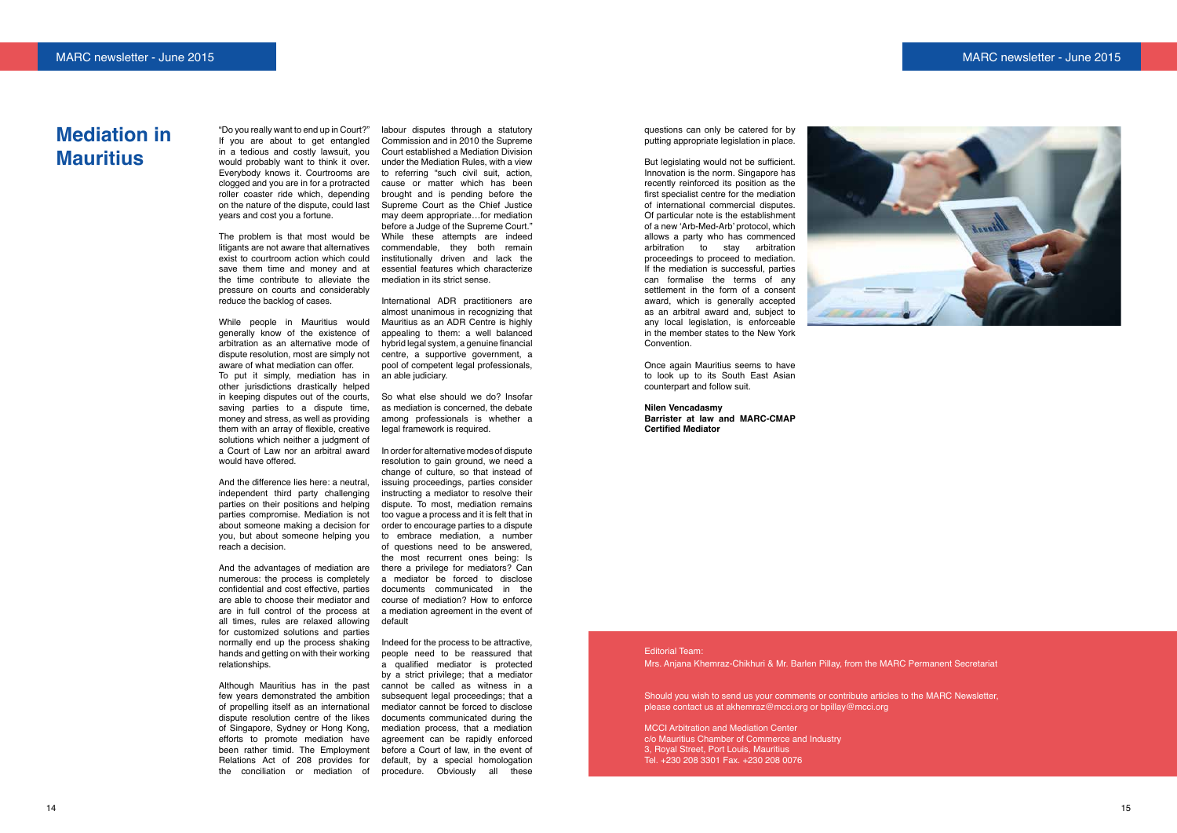# Mediation in Mauritius

"Do you really want to end up in Court?" If you are about to get entangled in a tedious and costly lawsuit, you would probably want to think it over. Everybody knows it. Courtrooms are clogged and you are in for a protracted roller coaster ride which, depending on the nature of the dispute, could last years and cost you a fortune.

The problem is that most would be litigants are not aware that alternatives exist to courtroom action which could save them time and money and at the time contribute to alleviate the pressure on courts and considerably reduce the backlog of cases.

While people in Mauritius would generally know of the existence of arbitration as an alternative mode of dispute resolution, most are simply not aware of what mediation can offer. To put it simply, mediation has in other jurisdictions drastically helped in keeping disputes out of the courts, saving parties to a dispute time, money and stress, as well as providing them with an array of flexible, creative solutions which neither a judgment of a Court of Law nor an arbitral award would have offered.

And the difference lies here: a neutral, independent third party challenging parties on their positions and helping parties compromise. Mediation is not about someone making a decision for you, but about someone helping you reach a decision.

And the advantages of mediation are numerous: the process is completely confidential and cost effective, parties are able to choose their mediator and are in full control of the process at all times, rules are relaxed allowing for customized solutions and parties normally end up the process shaking hands and getting on with their working relationships.

Although Mauritius has in the past few years demonstrated the ambition of propelling itself as an international dispute resolution centre of the likes of Singapore, Sydney or Hong Kong, efforts to promote mediation have been rather timid. The Employment Relations Act of 208 provides for the conciliation or mediation of labour disputes through a statutory Commission and in 2010 the Supreme Court established a Mediation Division under the Mediation Rules, with a view to referring "such civil suit, action, cause or matter which has been brought and is pending before the Supreme Court as the Chief Justice may deem appropriate…for mediation before a Judge of the Supreme Court." While these attempts are indeed commendable, they both remain institutionally driven and lack the essential features which characterize mediation in its strict sense.

International ADR practitioners are almost unanimous in recognizing that Mauritius as an ADR Centre is highly appealing to them: a well balanced hybrid legal system, a genuine financial centre, a supportive government, a pool of competent legal professionals, an able judiciary.

So what else should we do? Insofar as mediation is concerned, the debate among professionals is whether a legal framework is required.

In order for alternative modes of dispute resolution to gain ground, we need a change of culture, so that instead of issuing proceedings, parties consider instructing a mediator to resolve their dispute. To most, mediation remains too vague a process and it is felt that in order to encourage parties to a dispute to embrace mediation, a number of questions need to be answered, the most recurrent ones being: Is there a privilege for mediators? Can a mediator be forced to disclose documents communicated in the course of mediation? How to enforce a mediation agreement in the event of default

Indeed for the process to be attractive, people need to be reassured that a qualified mediator is protected by a strict privilege; that a mediator cannot be called as witness in a subsequent legal proceedings; that a mediator cannot be forced to disclose documents communicated during the mediation process, that a mediation agreement can be rapidly enforced before a Court of law, in the event of default, by a special homologation procedure. Obviously all these questions can only be catered for by putting appropriate legislation in place.

But legislating would not be sufficient. Innovation is the norm. Singapore has recently reinforced its position as the first specialist centre for the mediation of international commercial disputes. Of particular note is the establishment of a new 'Arb-Med-Arb' protocol, which allows a party who has commenced arbitration to stay arbitration proceedings to proceed to mediation. If the mediation is successful, parties can formalise the terms of any settlement in the form of a consent award, which is generally accepted as an arbitral award and, subject to any local legislation, is enforceable in the member states to the New York Convention.

Once again Mauritius seems to have to look up to its South East Asian counterpart and follow suit.

**Nilen Vencadasmy**
**Barrister at law and MARC-CMAP Certified Mediator**

Editorial Team:
Mrs. Anjana Khemraz-Chikhuri & Mr. Barlen Pillay, from the MARC Permanent Secretariat

Should you wish to send us your comments or contribute articles to the MARC Newsletter, please contact us at akhemraz@mcci.org or bpillay@mcci.org

MCCI Arbitration and Mediation Center
c/o Mauritius Chamber of Commerce and Industry
3, Royal Street, Port Louis, Mauritius
Tel. +230 208 3301 Fax. +230 208 0076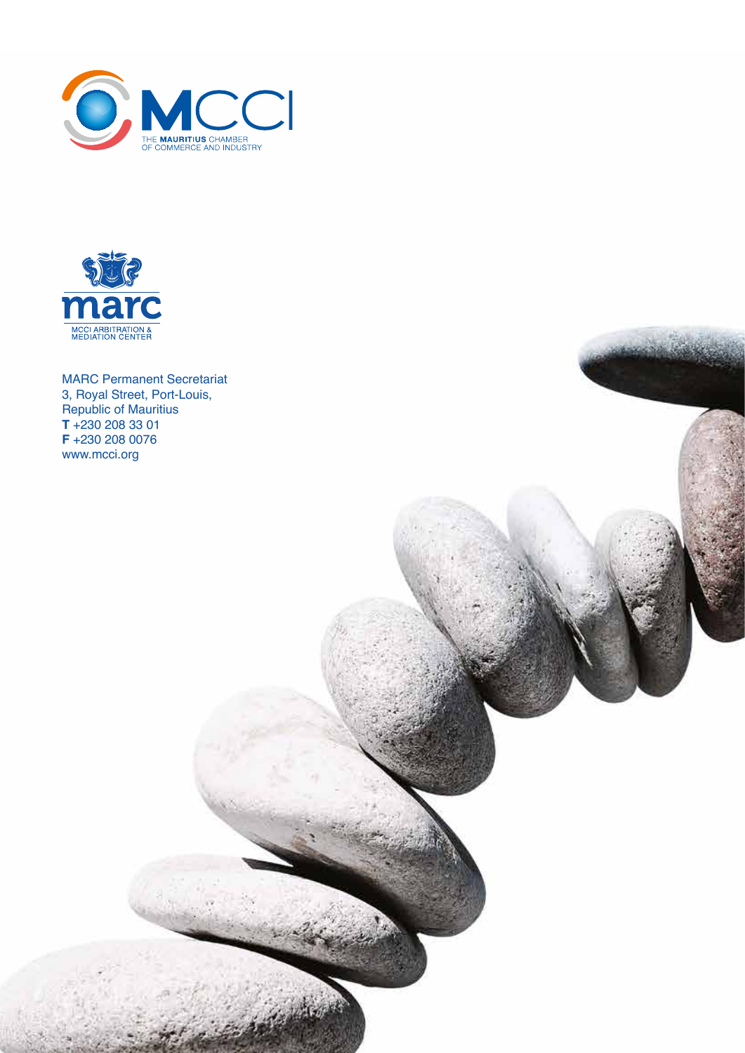MCCI

THE MAURITIUS CHAMBER OF COMMERCE AND INDUSTRY

marc

MCCI ARBITRATION & MEDIATION CENTER

MARC Permanent Secretariat
3, Royal Street, Port-Louis,
Republic of Mauritius
**T** +230 208 33 01
**F** +230 208 0076
www.mcci.org